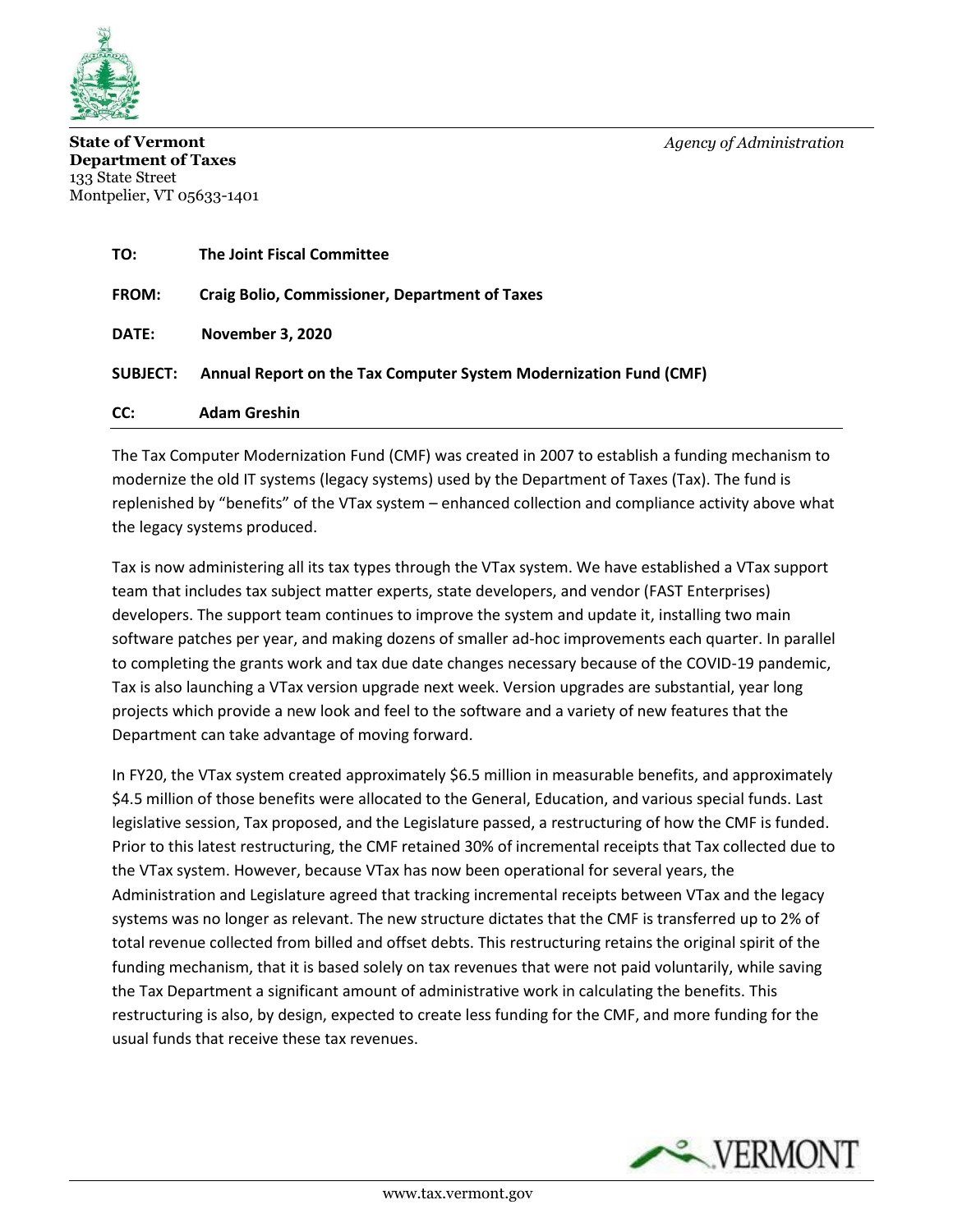**State of Vermont**
**Department of Taxes**
133 State Street
Montpelier, VT 05633-1401

*Agency of Administration*

| | |
|---|---|
| **TO:** | **The Joint Fiscal Committee** |
| **FROM:** | **Craig Bolio, Commissioner, Department of Taxes** |
| **DATE:** | **November 3, 2020** |
| **SUBJECT:** | **Annual Report on the Tax Computer System Modernization Fund (CMF)** |
| **CC:** | **Adam Greshin** |

The Tax Computer Modernization Fund (CMF) was created in 2007 to establish a funding mechanism to modernize the old IT systems (legacy systems) used by the Department of Taxes (Tax). The fund is replenished by "benefits" of the VTax system – enhanced collection and compliance activity above what the legacy systems produced.

Tax is now administering all its tax types through the VTax system. We have established a VTax support team that includes tax subject matter experts, state developers, and vendor (FAST Enterprises) developers. The support team continues to improve the system and update it, installing two main software patches per year, and making dozens of smaller ad-hoc improvements each quarter. In parallel to completing the grants work and tax due date changes necessary because of the COVID-19 pandemic, Tax is also launching a VTax version upgrade next week. Version upgrades are substantial, year long projects which provide a new look and feel to the software and a variety of new features that the Department can take advantage of moving forward.

In FY20, the VTax system created approximately $6.5 million in measurable benefits, and approximately $4.5 million of those benefits were allocated to the General, Education, and various special funds. Last legislative session, Tax proposed, and the Legislature passed, a restructuring of how the CMF is funded. Prior to this latest restructuring, the CMF retained 30% of incremental receipts that Tax collected due to the VTax system. However, because VTax has now been operational for several years, the Administration and Legislature agreed that tracking incremental receipts between VTax and the legacy systems was no longer as relevant. The new structure dictates that the CMF is transferred up to 2% of total revenue collected from billed and offset debts. This restructuring retains the original spirit of the funding mechanism, that it is based solely on tax revenues that were not paid voluntarily, while saving the Tax Department a significant amount of administrative work in calculating the benefits. This restructuring is also, by design, expected to create less funding for the CMF, and more funding for the usual funds that receive these tax revenues.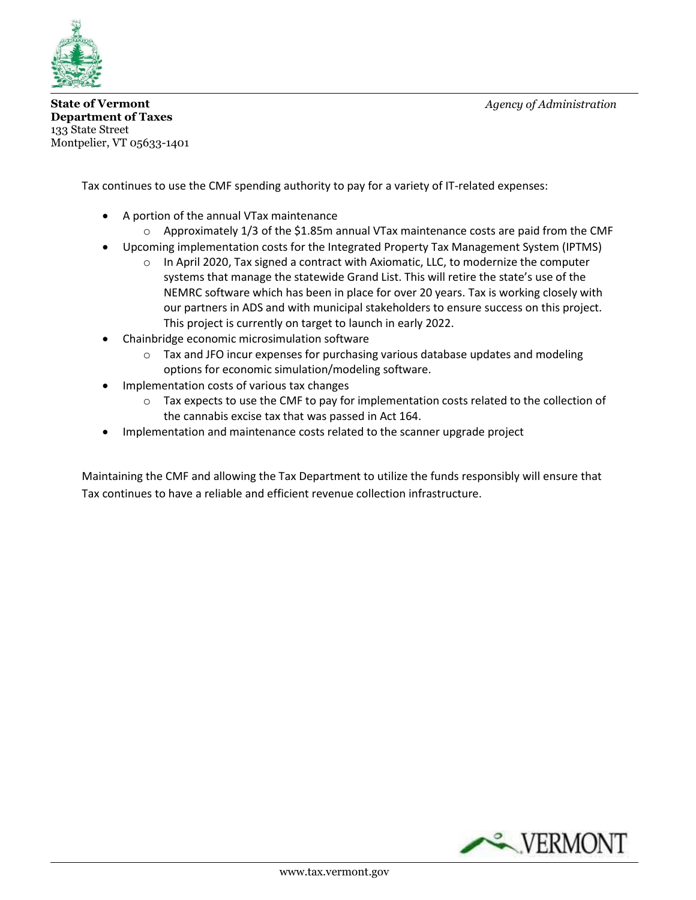**State of Vermont**
**Department of Taxes**
133 State Street
Montpelier, VT 05633-1401

*Agency of Administration*

Tax continues to use the CMF spending authority to pay for a variety of IT-related expenses:

- A portion of the annual VTax maintenance
  - Approximately 1/3 of the $1.85m annual VTax maintenance costs are paid from the CMF
- Upcoming implementation costs for the Integrated Property Tax Management System (IPTMS)
  - In April 2020, Tax signed a contract with Axiomatic, LLC, to modernize the computer systems that manage the statewide Grand List. This will retire the state's use of the NEMRC software which has been in place for over 20 years. Tax is working closely with our partners in ADS and with municipal stakeholders to ensure success on this project. This project is currently on target to launch in early 2022.
- Chainbridge economic microsimulation software
  - Tax and JFO incur expenses for purchasing various database updates and modeling options for economic simulation/modeling software.
- Implementation costs of various tax changes
  - Tax expects to use the CMF to pay for implementation costs related to the collection of the cannabis excise tax that was passed in Act 164.
- Implementation and maintenance costs related to the scanner upgrade project

Maintaining the CMF and allowing the Tax Department to utilize the funds responsibly will ensure that Tax continues to have a reliable and efficient revenue collection infrastructure.